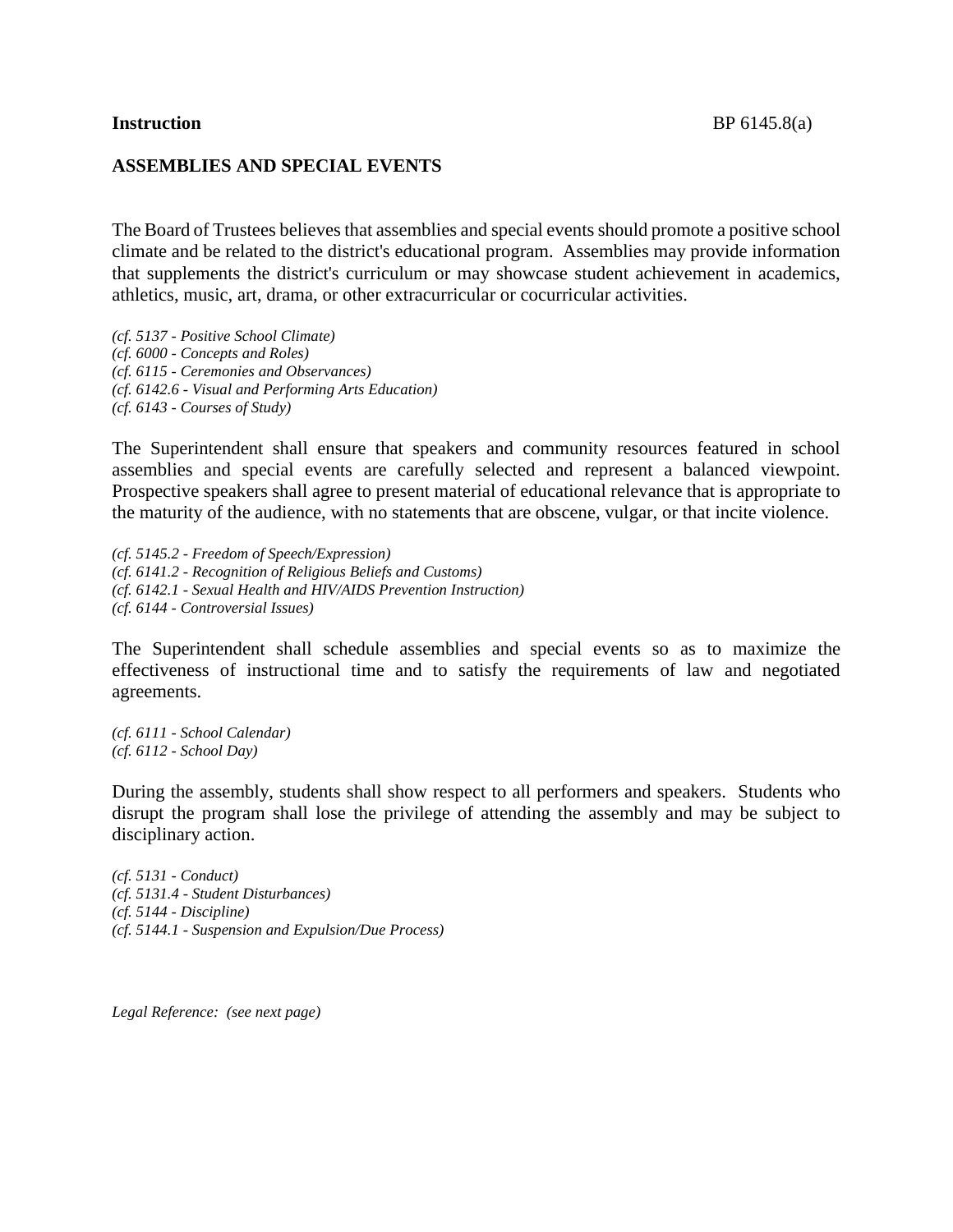**Instruction** BP 6145.8(a)

## ASSEMBLIES AND SPECIAL EVENTS

The Board of Trustees believes that assemblies and special events should promote a positive school climate and be related to the district's educational program. Assemblies may provide information that supplements the district's curriculum or may showcase student achievement in academics, athletics, music, art, drama, or other extracurricular or cocurricular activities.

*(cf. 5137 - Positive School Climate)*
*(cf. 6000 - Concepts and Roles)*
*(cf. 6115 - Ceremonies and Observances)*
*(cf. 6142.6 - Visual and Performing Arts Education)*
*(cf. 6143 - Courses of Study)*

The Superintendent shall ensure that speakers and community resources featured in school assemblies and special events are carefully selected and represent a balanced viewpoint. Prospective speakers shall agree to present material of educational relevance that is appropriate to the maturity of the audience, with no statements that are obscene, vulgar, or that incite violence.

*(cf. 5145.2 - Freedom of Speech/Expression)*
*(cf. 6141.2 - Recognition of Religious Beliefs and Customs)*
*(cf. 6142.1 - Sexual Health and HIV/AIDS Prevention Instruction)*
*(cf. 6144 - Controversial Issues)*

The Superintendent shall schedule assemblies and special events so as to maximize the effectiveness of instructional time and to satisfy the requirements of law and negotiated agreements.

*(cf. 6111 - School Calendar)*
*(cf. 6112 - School Day)*

During the assembly, students shall show respect to all performers and speakers. Students who disrupt the program shall lose the privilege of attending the assembly and may be subject to disciplinary action.

*(cf. 5131 - Conduct)*
*(cf. 5131.4 - Student Disturbances)*
*(cf. 5144 - Discipline)*
*(cf. 5144.1 - Suspension and Expulsion/Due Process)*

*Legal Reference: (see next page)*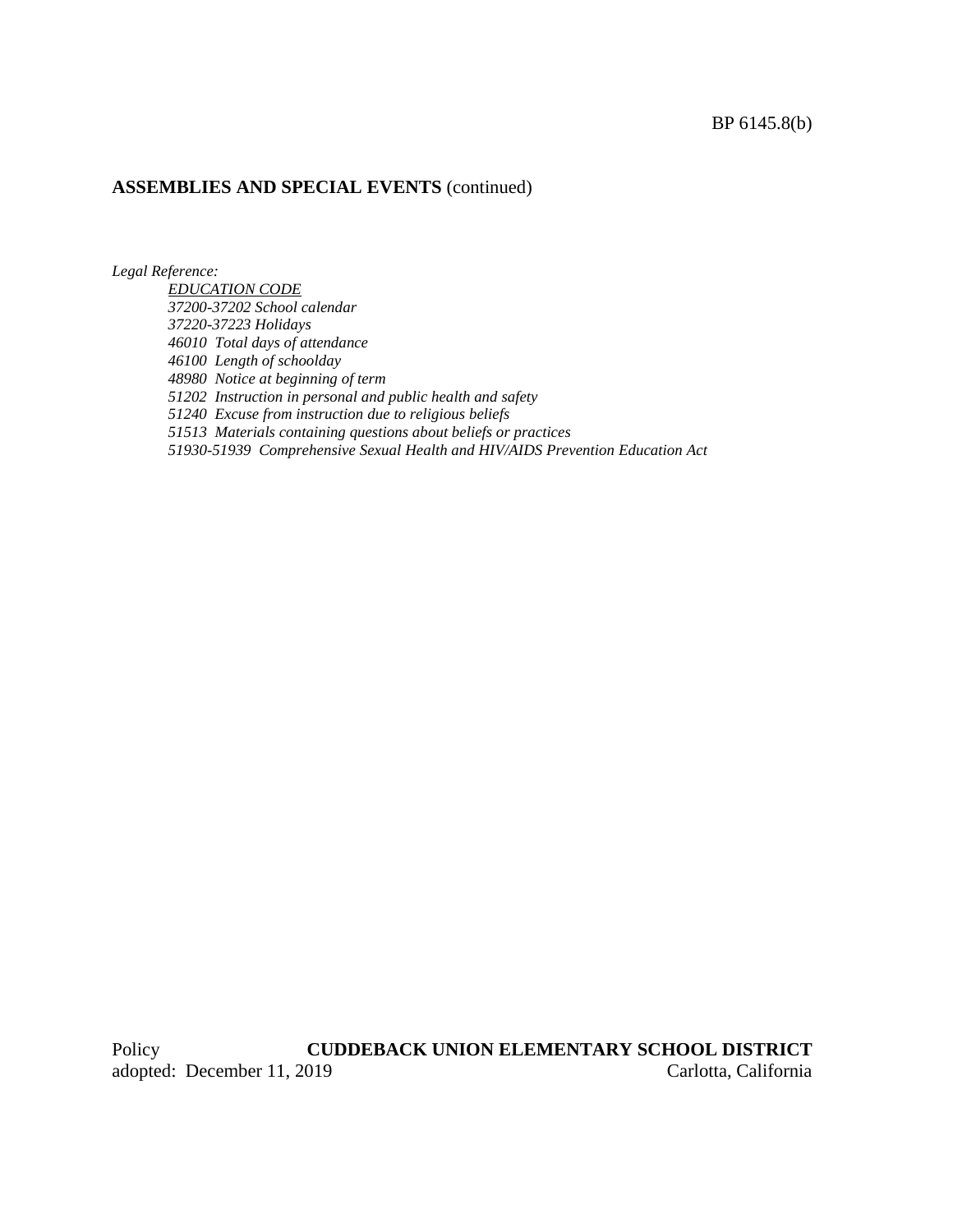## ASSEMBLIES AND SPECIAL EVENTS (continued)

*Legal Reference:*

*EDUCATION CODE*

*37200-37202 School calendar*

*37220-37223 Holidays*

*46010 Total days of attendance*

*46100 Length of schoolday*

*48980 Notice at beginning of term*

*51202 Instruction in personal and public health and safety*

*51240 Excuse from instruction due to religious beliefs*

*51513 Materials containing questions about beliefs or practices*

*51930-51939 Comprehensive Sexual Health and HIV/AIDS Prevention Education Act*

Policy **CUDDEBACK UNION ELEMENTARY SCHOOL DISTRICT**
adopted: December 11, 2019 Carlotta, California